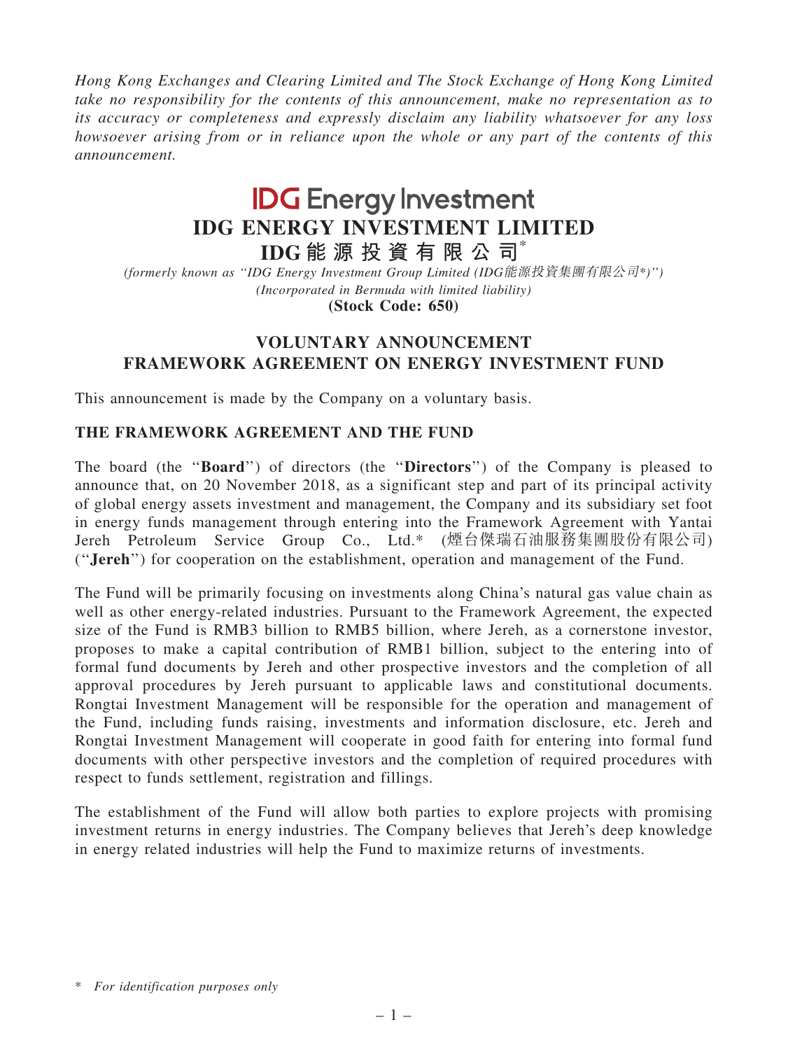*Hong Kong Exchanges and Clearing Limited and The Stock Exchange of Hong Kong Limited take no responsibility for the contents of this announcement, make no representation as to its accuracy or completeness and expressly disclaim any liability whatsoever for any loss howsoever arising from or in reliance upon the whole or any part of the contents of this announcement.*

# IDG Energy Investment

# IDG ENERGY INVESTMENT LIMITED

# IDG能源投資有限公司*

*(formerly known as "IDG Energy Investment Group Limited (IDG能源投資集團有限公司*)")*

*(Incorporated in Bermuda with limited liability)*

**(Stock Code: 650)**

## VOLUNTARY ANNOUNCEMENT
## FRAMEWORK AGREEMENT ON ENERGY INVESTMENT FUND

This announcement is made by the Company on a voluntary basis.

### THE FRAMEWORK AGREEMENT AND THE FUND

The board (the "**Board**") of directors (the "**Directors**") of the Company is pleased to announce that, on 20 November 2018, as a significant step and part of its principal activity of global energy assets investment and management, the Company and its subsidiary set foot in energy funds management through entering into the Framework Agreement with Yantai Jereh Petroleum Service Group Co., Ltd.* (煙台傑瑞石油服務集團股份有限公司) ("**Jereh**") for cooperation on the establishment, operation and management of the Fund.

The Fund will be primarily focusing on investments along China's natural gas value chain as well as other energy-related industries. Pursuant to the Framework Agreement, the expected size of the Fund is RMB3 billion to RMB5 billion, where Jereh, as a cornerstone investor, proposes to make a capital contribution of RMB1 billion, subject to the entering into of formal fund documents by Jereh and other prospective investors and the completion of all approval procedures by Jereh pursuant to applicable laws and constitutional documents. Rongtai Investment Management will be responsible for the operation and management of the Fund, including funds raising, investments and information disclosure, etc. Jereh and Rongtai Investment Management will cooperate in good faith for entering into formal fund documents with other perspective investors and the completion of required procedures with respect to funds settlement, registration and fillings.

The establishment of the Fund will allow both parties to explore projects with promising investment returns in energy industries. The Company believes that Jereh's deep knowledge in energy related industries will help the Fund to maximize returns of investments.

\* *For identification purposes only*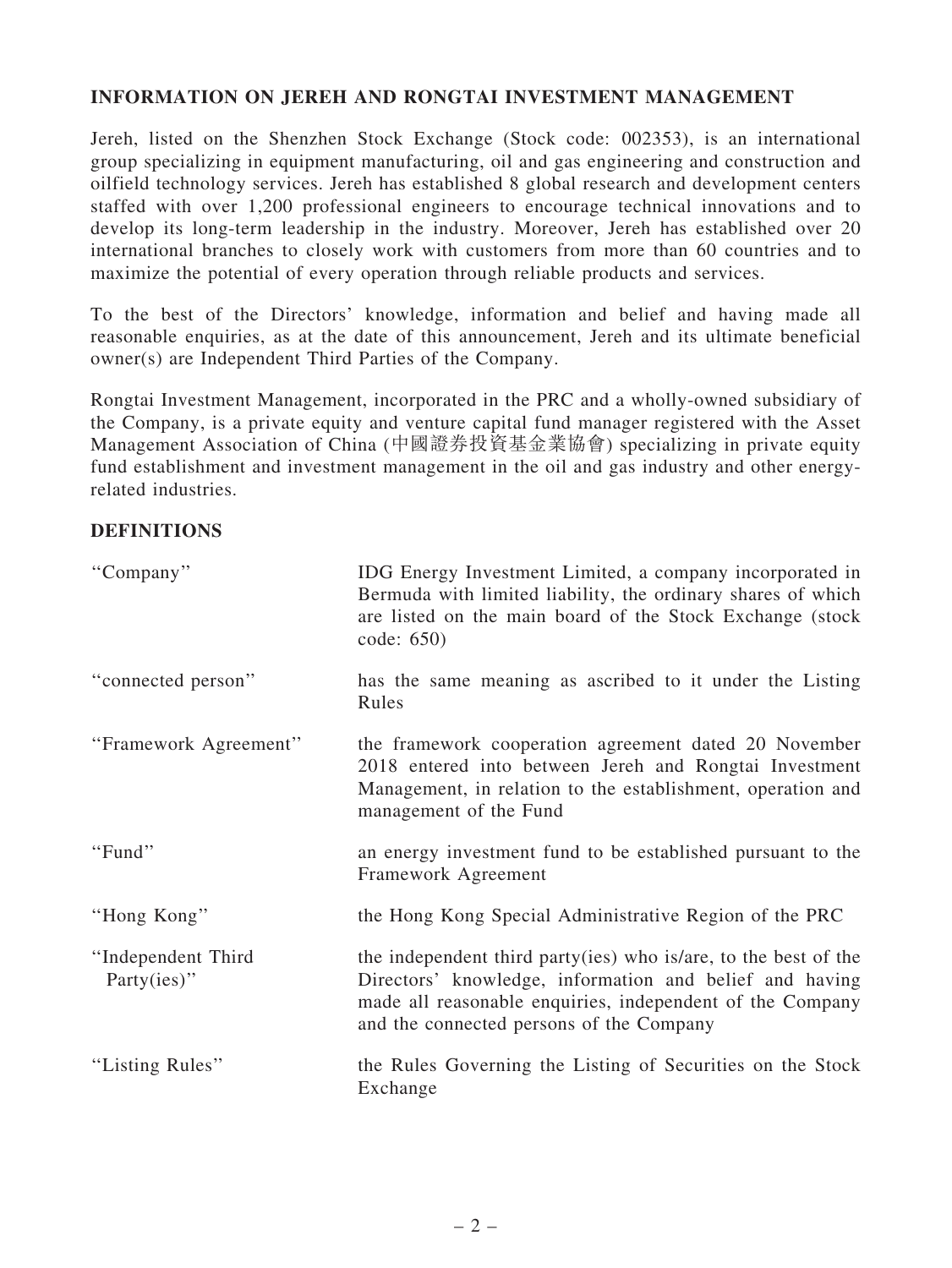## INFORMATION ON JEREH AND RONGTAI INVESTMENT MANAGEMENT

Jereh, listed on the Shenzhen Stock Exchange (Stock code: 002353), is an international group specializing in equipment manufacturing, oil and gas engineering and construction and oilfield technology services. Jereh has established 8 global research and development centers staffed with over 1,200 professional engineers to encourage technical innovations and to develop its long-term leadership in the industry. Moreover, Jereh has established over 20 international branches to closely work with customers from more than 60 countries and to maximize the potential of every operation through reliable products and services.

To the best of the Directors' knowledge, information and belief and having made all reasonable enquiries, as at the date of this announcement, Jereh and its ultimate beneficial owner(s) are Independent Third Parties of the Company.

Rongtai Investment Management, incorporated in the PRC and a wholly-owned subsidiary of the Company, is a private equity and venture capital fund manager registered with the Asset Management Association of China (中國證券投資基金業協會) specializing in private equity fund establishment and investment management in the oil and gas industry and other energy-related industries.

## DEFINITIONS

| | |
|---|---|
| "Company" | IDG Energy Investment Limited, a company incorporated in Bermuda with limited liability, the ordinary shares of which are listed on the main board of the Stock Exchange (stock code: 650) |
| "connected person" | has the same meaning as ascribed to it under the Listing Rules |
| "Framework Agreement" | the framework cooperation agreement dated 20 November 2018 entered into between Jereh and Rongtai Investment Management, in relation to the establishment, operation and management of the Fund |
| "Fund" | an energy investment fund to be established pursuant to the Framework Agreement |
| "Hong Kong" | the Hong Kong Special Administrative Region of the PRC |
| "Independent Third Party(ies)" | the independent third party(ies) who is/are, to the best of the Directors' knowledge, information and belief and having made all reasonable enquiries, independent of the Company and the connected persons of the Company |
| "Listing Rules" | the Rules Governing the Listing of Securities on the Stock Exchange |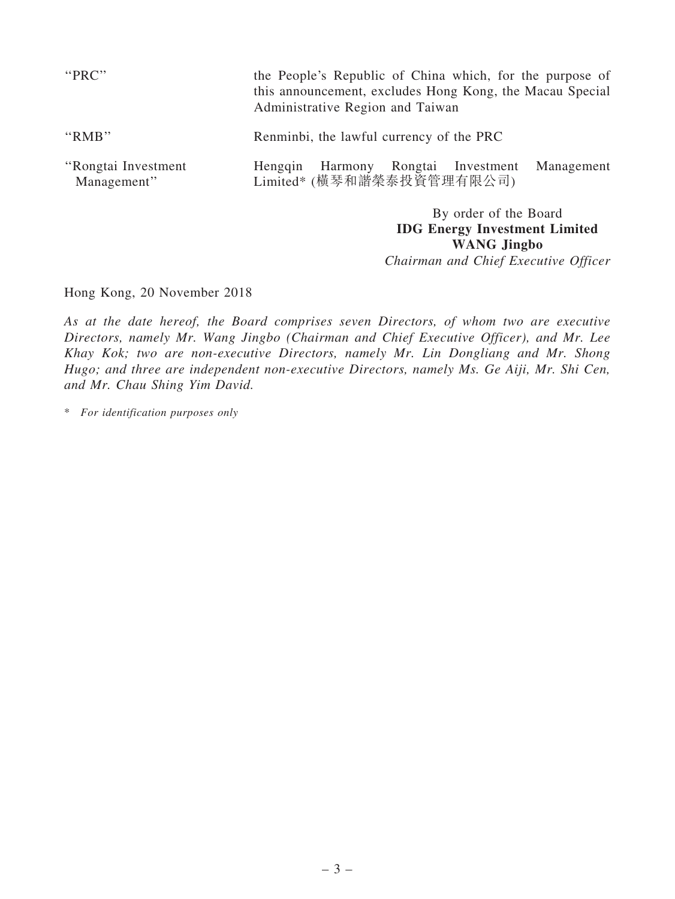| | |
|---|---|
| "PRC" | the People's Republic of China which, for the purpose of this announcement, excludes Hong Kong, the Macau Special Administrative Region and Taiwan |
| "RMB" | Renminbi, the lawful currency of the PRC |
| "Rongtai Investment Management" | Hengqin Harmony Rongtai Investment Management Limited* (橫琴和諧榮泰投資管理有限公司) |

By order of the Board
**IDG Energy Investment Limited**
**WANG Jingbo**
*Chairman and Chief Executive Officer*

Hong Kong, 20 November 2018

*As at the date hereof, the Board comprises seven Directors, of whom two are executive Directors, namely Mr. Wang Jingbo (Chairman and Chief Executive Officer), and Mr. Lee Khay Kok; two are non-executive Directors, namely Mr. Lin Dongliang and Mr. Shong Hugo; and three are independent non-executive Directors, namely Ms. Ge Aiji, Mr. Shi Cen, and Mr. Chau Shing Yim David.*

\* *For identification purposes only*